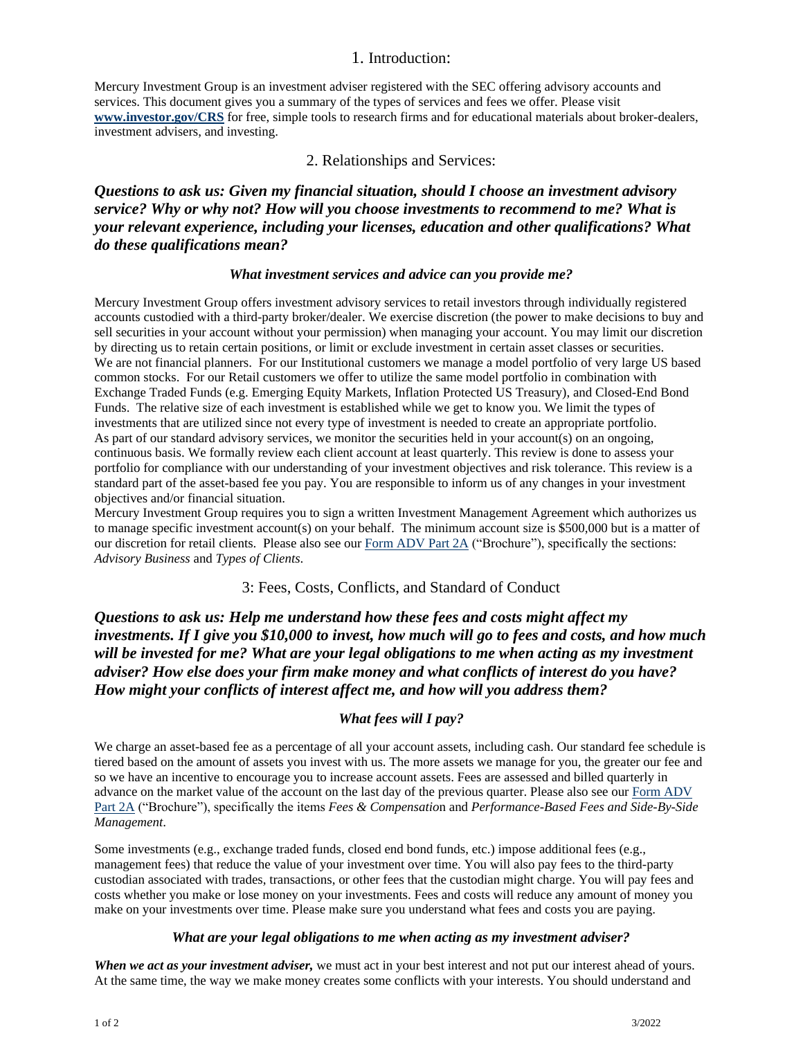## 1. Introduction:

Mercury Investment Group is an investment adviser registered with the SEC offering advisory accounts and services. This document gives you a summary of the types of services and fees we offer. Please visit **www.investor.gov/CRS** for free, simple tools to research firms and for educational materials about broker-dealers, investment advisers, and investing.

## 2. Relationships and Services:

***Questions to ask us: Given my financial situation, should I choose an investment advisory service? Why or why not? How will you choose investments to recommend to me? What is your relevant experience, including your licenses, education and other qualifications? What do these qualifications mean?***

### *What investment services and advice can you provide me?*

Mercury Investment Group offers investment advisory services to retail investors through individually registered accounts custodied with a third-party broker/dealer. We exercise discretion (the power to make decisions to buy and sell securities in your account without your permission) when managing your account. You may limit our discretion by directing us to retain certain positions, or limit or exclude investment in certain asset classes or securities. We are not financial planners. For our Institutional customers we manage a model portfolio of very large US based common stocks. For our Retail customers we offer to utilize the same model portfolio in combination with Exchange Traded Funds (e.g. Emerging Equity Markets, Inflation Protected US Treasury), and Closed-End Bond Funds. The relative size of each investment is established while we get to know you. We limit the types of investments that are utilized since not every type of investment is needed to create an appropriate portfolio. As part of our standard advisory services, we monitor the securities held in your account(s) on an ongoing, continuous basis. We formally review each client account at least quarterly. This review is done to assess your portfolio for compliance with our understanding of your investment objectives and risk tolerance. This review is a standard part of the asset-based fee you pay. You are responsible to inform us of any changes in your investment objectives and/or financial situation.

Mercury Investment Group requires you to sign a written Investment Management Agreement which authorizes us to manage specific investment account(s) on your behalf. The minimum account size is $500,000 but is a matter of our discretion for retail clients. Please also see our Form ADV Part 2A ("Brochure"), specifically the sections: *Advisory Business* and *Types of Clients*.

## 3: Fees, Costs, Conflicts, and Standard of Conduct

***Questions to ask us: Help me understand how these fees and costs might affect my investments. If I give you $10,000 to invest, how much will go to fees and costs, and how much will be invested for me? What are your legal obligations to me when acting as my investment adviser? How else does your firm make money and what conflicts of interest do you have? How might your conflicts of interest affect me, and how will you address them?***

### *What fees will I pay?*

We charge an asset-based fee as a percentage of all your account assets, including cash. Our standard fee schedule is tiered based on the amount of assets you invest with us. The more assets we manage for you, the greater our fee and so we have an incentive to encourage you to increase account assets. Fees are assessed and billed quarterly in advance on the market value of the account on the last day of the previous quarter. Please also see our Form ADV Part 2A ("Brochure"), specifically the items *Fees & Compensation* and *Performance-Based Fees and Side-By-Side Management*.

Some investments (e.g., exchange traded funds, closed end bond funds, etc.) impose additional fees (e.g., management fees) that reduce the value of your investment over time. You will also pay fees to the third-party custodian associated with trades, transactions, or other fees that the custodian might charge. You will pay fees and costs whether you make or lose money on your investments. Fees and costs will reduce any amount of money you make on your investments over time. Please make sure you understand what fees and costs you are paying.

### *What are your legal obligations to me when acting as my investment adviser?*

***When we act as your investment adviser,*** we must act in your best interest and not put our interest ahead of yours. At the same time, the way we make money creates some conflicts with your interests. You should understand and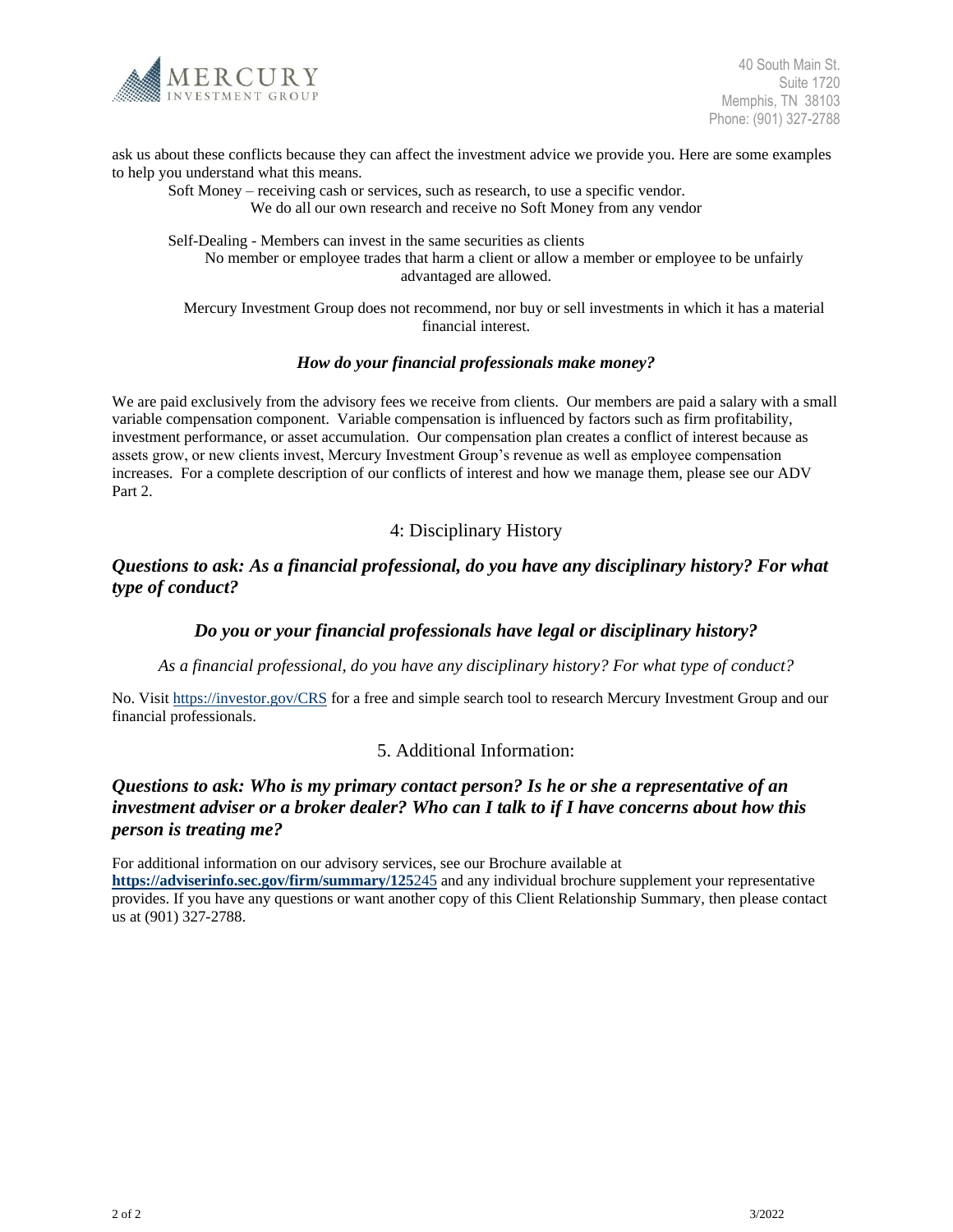ask us about these conflicts because they can affect the investment advice we provide you. Here are some examples to help you understand what this means.

Soft Money – receiving cash or services, such as research, to use a specific vendor.
We do all our own research and receive no Soft Money from any vendor

Self-Dealing - Members can invest in the same securities as clients
No member or employee trades that harm a client or allow a member or employee to be unfairly advantaged are allowed.

Mercury Investment Group does not recommend, nor buy or sell investments in which it has a material financial interest.

***How do your financial professionals make money?***

We are paid exclusively from the advisory fees we receive from clients. Our members are paid a salary with a small variable compensation component. Variable compensation is influenced by factors such as firm profitability, investment performance, or asset accumulation. Our compensation plan creates a conflict of interest because as assets grow, or new clients invest, Mercury Investment Group's revenue as well as employee compensation increases. For a complete description of our conflicts of interest and how we manage them, please see our ADV Part 2.

## 4: Disciplinary History

***Questions to ask: As a financial professional, do you have any disciplinary history? For what type of conduct?***

***Do you or your financial professionals have legal or disciplinary history?***

*As a financial professional, do you have any disciplinary history? For what type of conduct?*

No. Visit https://investor.gov/CRS for a free and simple search tool to research Mercury Investment Group and our financial professionals.

## 5. Additional Information:

***Questions to ask: Who is my primary contact person? Is he or she a representative of an investment adviser or a broker dealer? Who can I talk to if I have concerns about how this person is treating me?***

For additional information on our advisory services, see our Brochure available at **https://adviserinfo.sec.gov/firm/summary/125**245 and any individual brochure supplement your representative provides. If you have any questions or want another copy of this Client Relationship Summary, then please contact us at (901) 327-2788.